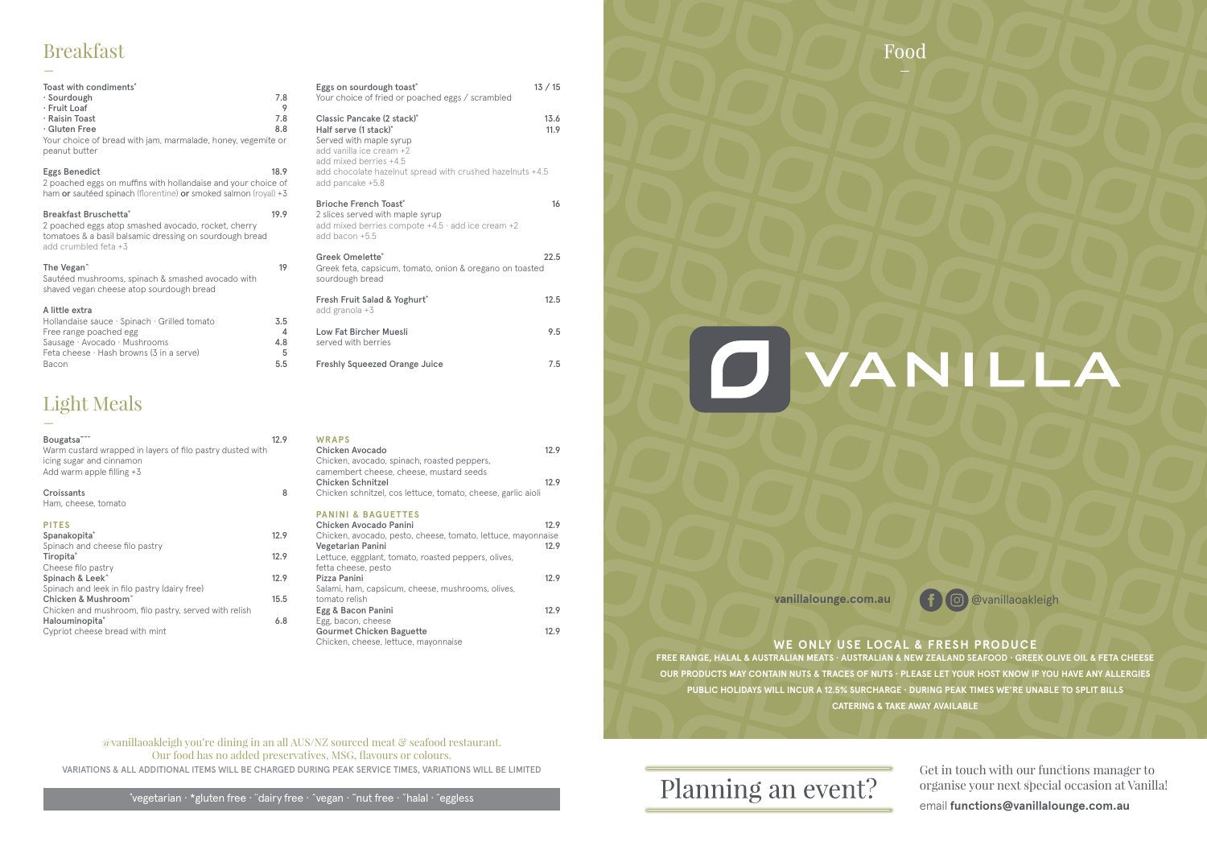# Breakfast

**Toast with condiments***

- Sourdough — 7.8
- Fruit Loaf — 9
- Raisin Toast — 7.8
- Gluten Free — 8.8

Your choice of bread with jam, marmalade, honey, vegemite or peanut butter

**Eggs Benedict** — 18.9
2 poached eggs on muffins with hollandaise and your choice of ham **or** sautéed spinach (florentine) **or** smoked salmon (royal) +3

**Breakfast Bruschetta*** — 19.9
2 poached eggs atop smashed avocado, rocket, cherry tomatoes & a basil balsamic dressing on sourdough bread
add crumbled feta +3

**The Vegan^** — 19
Sautéed mushrooms, spinach & smashed avocado with shaved vegan cheese atop sourdough bread

**A little extra**

- Hollandaise sauce · Spinach · Grilled tomato — 3.5
- Free range poached egg — 4
- Sausage · Avocado · Mushrooms — 4.8
- Feta cheese · Hash browns (3 in a serve) — 5
- Bacon — 5.5

**Eggs on sourdough toast*** — 13 / 15
Your choice of fried or poached eggs / scrambled

**Classic Pancake (2 stack)*** — 13.6
**Half serve (1 stack)*** — 11.9
Served with maple syrup
add vanilla ice cream +2
add mixed berries +4.5
add chocolate hazelnut spread with crushed hazelnuts +4.5
add pancake +5.8

**Brioche French Toast*** — 16
2 slices served with maple syrup
add mixed berries compote +4.5 · add ice cream +2
add bacon +5.5

**Greek Omelette*** — 22.5
Greek feta, capsicum, tomato, onion & oregano on toasted sourdough bread

**Fresh Fruit Salad & Yoghurt*** — 12.5
add granola +3

**Low Fat Bircher Muesli** — 9.5
served with berries

**Freshly Squeezed Orange Juice** — 7.5

# Light Meals

**Bougatsa˜˜˜** — 12.9
Warm custard wrapped in layers of filo pastry dusted with icing sugar and cinnamon
Add warm apple filling +3

**Croissants** — 8
Ham, cheese, tomato

### PITES

**Spanakopita*** — 12.9
Spinach and cheese filo pastry

**Tiropita*** — 12.9
Cheese filo pastry

**Spinach & Leek˜** — 12.9
Spinach and leek in filo pastry (dairy free)

**Chicken & Mushroom˜** — 15.5
Chicken and mushroom, filo pastry, served with relish

**Halouminopita*** — 6.8
Cypriot cheese bread with mint

### WRAPS

**Chicken Avocado** — 12.9
Chicken, avocado, spinach, roasted peppers, camembert cheese, cheese, mustard seeds

**Chicken Schnitzel** — 12.9
Chicken schnitzel, cos lettuce, tomato, cheese, garlic aioli

### PANINI & BAGUETTES

**Chicken Avocado Panini** — 12.9
Chicken, avocado, pesto, cheese, tomato, lettuce, mayonnaise

**Vegetarian Panini** — 12.9
Lettuce, eggplant, tomato, roasted peppers, olives, fetta cheese, pesto

**Pizza Panini** — 12.9
Salami, ham, capsicum, cheese, mushrooms, olives, tomato relish

**Egg & Bacon Panini** — 12.9
Egg, bacon, cheese

**Gourmet Chicken Baguette** — 12.9
Chicken, cheese, lettuce, mayonnaise

@vanillaoakleigh you're dining in an all AUS/NZ sourced meat & seafood restaurant.
Our food has no added preservatives, MSG, flavours or colours.

VARIATIONS & ALL ADDITIONAL ITEMS WILL BE CHARGED DURING PEAK SERVICE TIMES, VARIATIONS WILL BE LIMITED

*vegetarian · *gluten free · ˜dairy free · ^vegan · ˜nut free · ˜halal · ˜eggless

# Food

VANILLA

vanillalounge.com.au · @vanillaoakleigh

**WE ONLY USE LOCAL & FRESH PRODUCE**

FREE RANGE, HALAL & AUSTRALIAN MEATS · AUSTRALIAN & NEW ZEALAND SEAFOOD · GREEK OLIVE OIL & FETA CHEESE

OUR PRODUCTS MAY CONTAIN NUTS & TRACES OF NUTS · PLEASE LET YOUR HOST KNOW IF YOU HAVE ANY ALLERGIES

PUBLIC HOLIDAYS WILL INCUR A 12.5% SURCHARGE · DURING PEAK TIMES WE'RE UNABLE TO SPLIT BILLS

CATERING & TAKE AWAY AVAILABLE

## Planning an event?

Get in touch with our functions manager to organise your next special occasion at Vanilla!

email **functions@vanillalounge.com.au**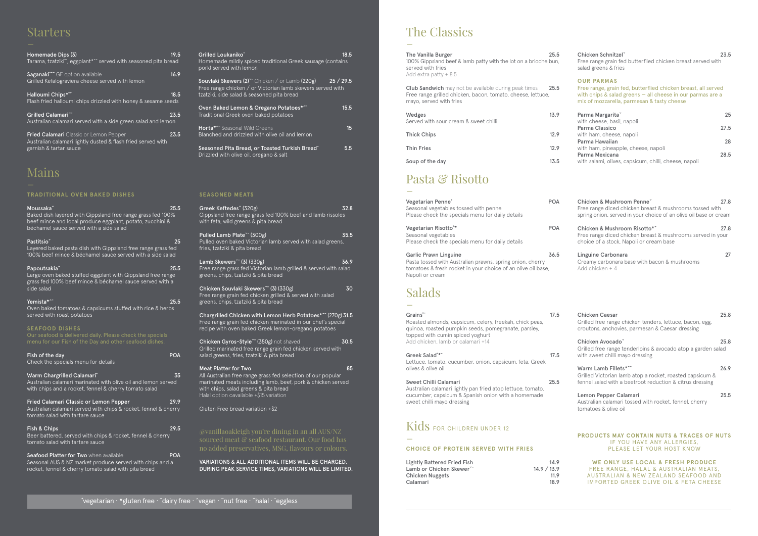# Starters

**Homemade Dips (3)** 19.5
Tarama, tzatziki˜, eggplant*˜˜ served with seasoned pita bread

**Saganaki**˜˜ GF option available 16.9
Grilled Kefalograviera cheese served with lemon

**Halloumi Chips***˜ 18.5
Flash fried halloumi chips drizzled with honey & sesame seeds

**Grilled Calamari**˜˜ 23.5
Australian calamari served with a side green salad and lemon

**Fried Calamari** Classic or Lemon Pepper 23.5
Australian calamari lightly dusted & flash fried served with garnish & tartar sauce

**Grilled Loukaniko**˜ 18.5
Homemade mildly spiced traditional Greek sausage (contains pork) served with lemon

**Souvlaki Skewers (2)**˜˜ Chicken / or Lamb (220g) 25 / 29.5
Free range chicken / or Victorian lamb skewers served with tzatziki, side salad & seasoned pita bread

**Oven Baked Lemon & Oregano Potatoes***˜ 15.5
Traditional Greek oven baked potatoes

**Horta***˜ Seasonal Wild Greens 15
Blanched and drizzled with olive oil and lemon

**Seasoned Pita Bread, or Toasted Turkish Bread**˜ 5.5
Drizzled with olive oil, oregano & salt

# Mains

## TRADITIONAL OVEN BAKED DISHES

**Moussaka**˜ 25.5
Baked dish layered with Gippsland free range grass fed 100% beef mince and local produce eggplant, potato, zucchini & béchamel sauce served with a side salad

**Pastitsio**˜ 25
Layered baked pasta dish with Gippsland free range grass fed 100% beef mince & béchamel sauce served with a side salad

**Papoutsakia**˜ 25.5
Large oven baked stuffed eggplant with Gippsland free range grass fed 100% beef mince & béchamel sauce served with a side salad

**Yemista***˜ 25.5
Oven baked tomatoes & capsicums stuffed with rice & herbs served with roast potatoes

## SEAFOOD DISHES

Our seafood is delivered daily. Please check the specials menu for our Fish of the Day and other seafood dishes.

**Fish of the day** POA
Check the specials menu for details

**Warm Chargrilled Calamari**˜ 35
Australian calamari marinated with olive oil and lemon served with chips and a rocket, fennel & cherry tomato salad

**Fried Calamari Classic or Lemon Pepper** 29.9
Australian calamari served with chips & rocket, fennel & cherry tomato salad with tartare sauce

**Fish & Chips** 29.5
Beer battered, served with chips & rocket, fennel & cherry tomato salad with tartare sauce

**Seafood Platter for Two** when available POA
Seasonal AUS & NZ market produce served with chips and a rocket, fennel & cherry tomato salad with pita bread

## SEASONED MEATS

**Greek Keftedes**˜ (320g) 32.8
Gippsland free range grass fed 100% beef and lamb rissoles with feta, wild greens & pita bread

**Pulled Lamb Plate**˜˜ (300g) 35.5
Pulled oven baked Victorian lamb served with salad greens, fries, tzatziki & pita bread

**Lamb Skewers**˜˜ (3) (330g) 36.9
Free range grass fed Victorian lamb grilled & served with salad greens, chips, tzatziki & pita bread

**Chicken Souvlaki Skewers**˜˜ (3) (330g) 30
Free range grain fed chicken grilled & served with salad greens, chips, tzatziki & pita bread

**Chargrilled Chicken with Lemon Herb Potatoes***˜ (270g) 31.5
Free range grain fed chicken marinated in our chef's special recipe with oven baked Greek lemon-oregano potatoes

**Chicken Gyros-Style**˜˜ (350g) not shaved 30.5
Grilled marinated free range grain fed chicken served with salad greens, fries, tzatziki & pita bread

**Meat Platter for Two** 85
All Australian free range grass fed selection of our popular marinated meats including lamb, beef, pork & chicken served with chips, salad greens & pita bread
Halal option oavailable +$15 variation

Gluten Free bread variation +$2

*@vanillaoakleigh you're dining in an all AUS/NZ sourced meat & seafood restaurant. Our food has no added preservatives, MSG, flavours or colours.*

**VARIATIONS & ALL ADDITIONAL ITEMS WILL BE CHARGED. DURING PEAK SERVICE TIMES, VARIATIONS WILL BE LIMITED.**

˜vegetarian · *gluten free · ˜dairy free · ˜vegan · ˜nut free · ˜halal · ˜eggless

# The Classics

**The Vanilla Burger** 25.5
100% Gippsland beef & lamb patty with the lot on a brioche bun, served with fries
Add extra patty + 8.5

**Club Sandwich** may not be available during peak times 25.5
Free range grilled chicken, bacon, tomato, cheese, lettuce, mayo, served with fries

**Wedges** 13.9
Served with sour cream & sweet chilli

**Thick Chips** 12.9

**Thin Fries** 12.9

**Soup of the day** 13.5

**Chicken Schnitzel**˜ 23.5
Free range grain fed butterflied chicken breast served with salad greens & fries

## OUR PARMAS

Free range, grain fed, butterflied chicken breast, all served with chips & salad greens — all cheese in our parmas are a mix of mozzarella, parmesan & tasty cheese

**Parma Margarita**˜ 25
with cheese, basil, napoli

**Parma Classico** 27.5
with ham, cheese, napoli

**Parma Hawaiian** 28
with ham, pineapple, cheese, napoli

**Parma Mexicana** 28.5
with salami, olives, capsicum, chilli, cheese, napoli

# Pasta & Risotto

**Vegetarian Penne**˜ POA
Seasonal vegetables tossed with penne
Please check the specials menu for daily details

**Vegetarian Risotto**˜* POA
Seasonal vegetables
Please check the specials menu for daily details

**Garlic Prawn Linguine** 36.5
Pasta tossed with Australian prawns, spring onion, cherry tomatoes & fresh rocket in your choice of an olive oil base, Napoli or cream

**Chicken & Mushroom Penne**˜ 27.8
Free range diced chicken breast & mushrooms tossed with spring onion, served in your choice of an olive oil base or cream

**Chicken & Mushroom Risotto***˜ 27.8
Free range diced chicken breast & mushrooms served in your choice of a stock, Napoli or cream base

**Linguine Carbonara** 27
Creamy carbonara base with bacon & mushrooms
Add chicken + 4

# Salads

**Grains**˜˜ 17.5
Roasted almonds, capsicum, celery, freekah, chick peas, quinoa, roasted pumpkin seeds, pomegranate, parsley, topped with cumin spiced yoghurt
Add chicken, lamb or calamari +14

**Greek Salad**˜*˜ 17.5
Lettuce, tomato, cucumber, onion, capsicum, feta, Greek olives & olive oil

**Sweet Chilli Calamari** 25.5
Australian calamari lightly pan fried atop lettuce, tomato, cucumber, capsicum & Spanish onion with a homemade sweet chilli mayo dressing

**Chicken Caesar** 25.8
Grilled free range chicken tenders, lettuce, bacon, egg, croutons, anchovies, parmesan & Caesar dressing

**Chicken Avocado**˜ 25.8
Grilled free range tenderloins & avocado atop a garden salad with sweet chilli mayo dressing

**Warm Lamb Fillets***˜ 26.9
Grilled Victorian lamb atop a rocket, roasted capsicum & fennel salad with a beetroot reduction & citrus dressing

**Lemon Pepper Calamari** 25.5
Australian calamari tossed with rocket, fennel, cherry tomatoes & olive oil

# Kids FOR CHILDREN UNDER 12

## CHOICE OF PROTEIN SERVED WITH FRIES

| | |
|---|---|
| Lightly Battered Fried Fish | 14.9 |
| Lamb or Chicken Skewer˜˜ | 14.9 / 13.9 |
| Chicken Nuggets | 11.9 |
| Calamari | 18.9 |

**PRODUCTS MAY CONTAIN NUTS & TRACES OF NUTS**
IF YOU HAVE ANY ALLERGIES, PLEASE LET YOUR HOST KNOW

**WE ONLY USE LOCAL & FRESH PRODUCE**
FREE RANGE, HALAL & AUSTRALIAN MEATS, AUSTRALIAN & NEW ZEALAND SEAFOOD AND IMPORTED GREEK OLIVE OIL & FETA CHEESE